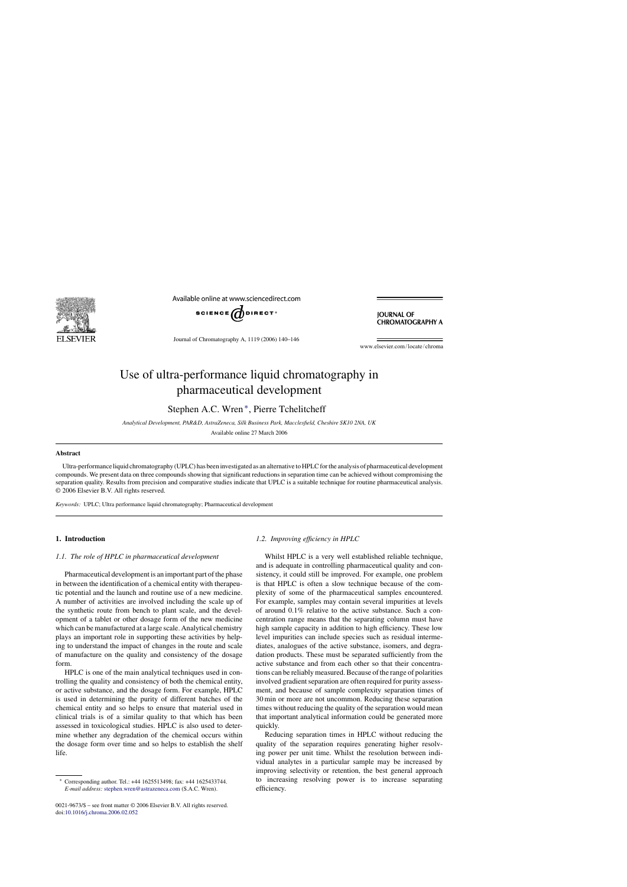# Use of ultra-performance liquid chromatography in pharmaceutical development

Stephen A.C. Wren*, Pierre Tchelitcheff

*Analytical Development, PAR&D, AstraZeneca, Silk Business Park, Macclesfield, Cheshire SK10 2NA, UK*

Available online 27 March 2006

## Abstract

Ultra-performance liquid chromatography (UPLC) has been investigated as an alternative to HPLC for the analysis of pharmaceutical development compounds. We present data on three compounds showing that significant reductions in separation time can be achieved without compromising the separation quality. Results from precision and comparative studies indicate that UPLC is a suitable technique for routine pharmaceutical analysis.
© 2006 Elsevier B.V. All rights reserved.

*Keywords:* UPLC; Ultra performance liquid chromatography; Pharmaceutical development

## 1. Introduction

### 1.1. The role of HPLC in pharmaceutical development

Pharmaceutical development is an important part of the phase in between the identification of a chemical entity with therapeutic potential and the launch and routine use of a new medicine. A number of activities are involved including the scale up of the synthetic route from bench to plant scale, and the development of a tablet or other dosage form of the new medicine which can be manufactured at a large scale. Analytical chemistry plays an important role in supporting these activities by helping to understand the impact of changes in the route and scale of manufacture on the quality and consistency of the dosage form.

HPLC is one of the main analytical techniques used in controlling the quality and consistency of both the chemical entity, or active substance, and the dosage form. For example, HPLC is used in determining the purity of different batches of the chemical entity and so helps to ensure that material used in clinical trials is of a similar quality to that which has been assessed in toxicological studies. HPLC is also used to determine whether any degradation of the chemical occurs within the dosage form over time and so helps to establish the shelf life.

### 1.2. Improving efficiency in HPLC

Whilst HPLC is a very well established reliable technique, and is adequate in controlling pharmaceutical quality and consistency, it could still be improved. For example, one problem is that HPLC is often a slow technique because of the complexity of some of the pharmaceutical samples encountered. For example, samples may contain several impurities at levels of around 0.1% relative to the active substance. Such a concentration range means that the separating column must have high sample capacity in addition to high efficiency. These low level impurities can include species such as residual intermediates, analogues of the active substance, isomers, and degradation products. These must be separated sufficiently from the active substance and from each other so that their concentrations can be reliably measured. Because of the range of polarities involved gradient separation are often required for purity assessment, and because of sample complexity separation times of 30 min or more are not uncommon. Reducing these separation times without reducing the quality of the separation would mean that important analytical information could be generated more quickly.

Reducing separation times in HPLC without reducing the quality of the separation requires generating higher resolving power per unit time. Whilst the resolution between individual analytes in a particular sample may be increased by improving selectivity or retention, the best general approach to increasing resolving power is to increase separating efficiency.

---

* Corresponding author. Tel.: +44 1625513498; fax: +44 1625433744.
*E-mail address:* stephen.wren@astrazeneca.com (S.A.C. Wren).

0021-9673/$ – see front matter © 2006 Elsevier B.V. All rights reserved.
doi:10.1016/j.chroma.2006.02.052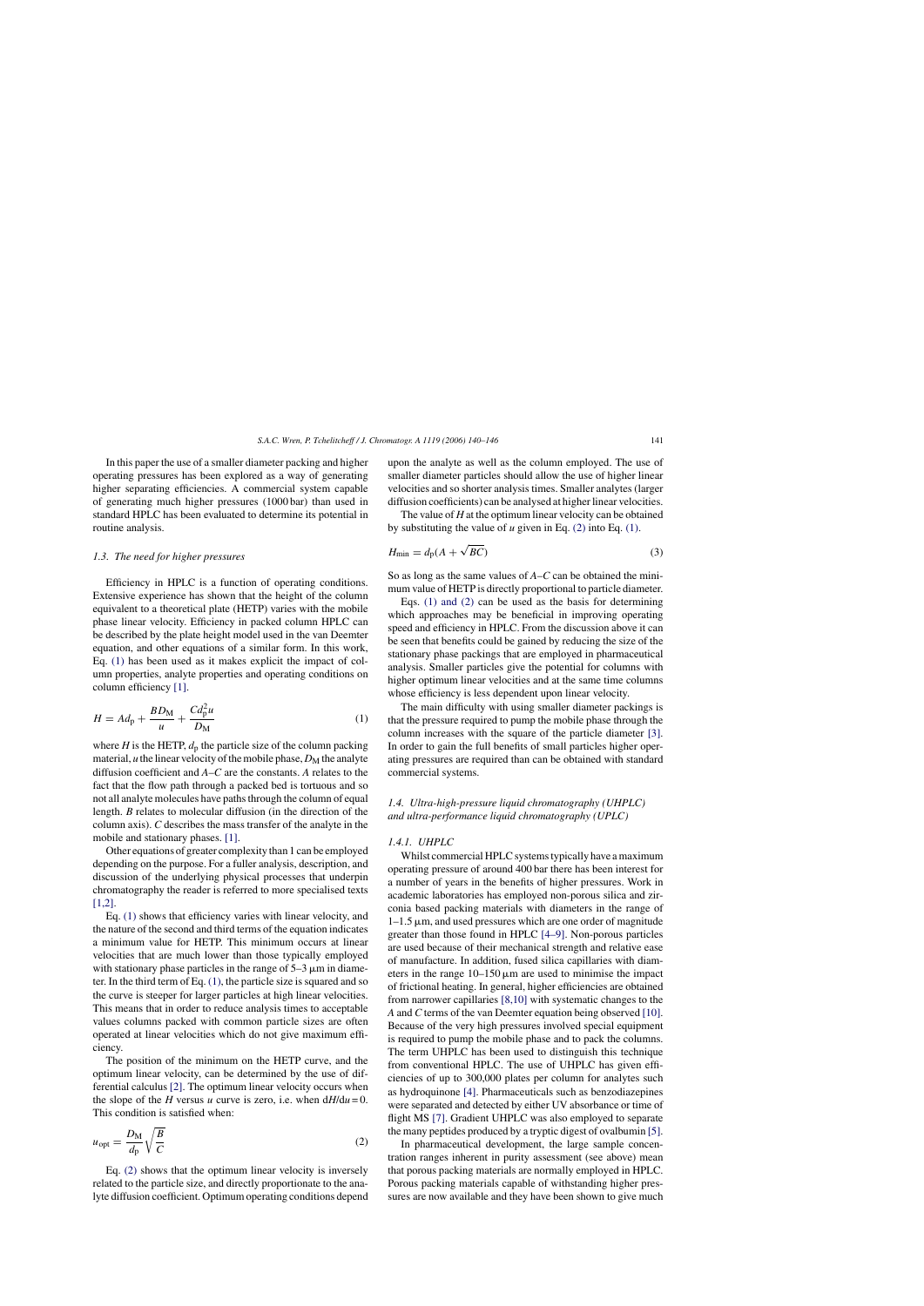In this paper the use of a smaller diameter packing and higher operating pressures has been explored as a way of generating higher separating efficiencies. A commercial system capable of generating much higher pressures (1000 bar) than used in standard HPLC has been evaluated to determine its potential in routine analysis.

### *1.3. The need for higher pressures*

Efficiency in HPLC is a function of operating conditions. Extensive experience has shown that the height of the column equivalent to a theoretical plate (HETP) varies with the mobile phase linear velocity. Efficiency in packed column HPLC can be described by the plate height model used in the van Deemter equation, and other equations of a similar form. In this work, Eq. (1) has been used as it makes explicit the impact of column properties, analyte properties and operating conditions on column efficiency [1].

$$H = Ad_p + \frac{BD_M}{u} + \frac{Cd_p^2 u}{D_M} \tag{1}$$

where $H$ is the HETP, $d_p$ the particle size of the column packing material, $u$ the linear velocity of the mobile phase, $D_M$ the analyte diffusion coefficient and $A$–$C$ are the constants. $A$ relates to the fact that the flow path through a packed bed is tortuous and so not all analyte molecules have paths through the column of equal length. $B$ relates to molecular diffusion (in the direction of the column axis). $C$ describes the mass transfer of the analyte in the mobile and stationary phases. [1].

Other equations of greater complexity than 1 can be employed depending on the purpose. For a fuller analysis, description, and discussion of the underlying physical processes that underpin chromatography the reader is referred to more specialised texts [1,2].

Eq. (1) shows that efficiency varies with linear velocity, and the nature of the second and third terms of the equation indicates a minimum value for HETP. This minimum occurs at linear velocities that are much lower than those typically employed with stationary phase particles in the range of 5–3 μm in diameter. In the third term of Eq. (1), the particle size is squared and so the curve is steeper for larger particles at high linear velocities. This means that in order to reduce analysis times to acceptable values columns packed with common particle sizes are often operated at linear velocities which do not give maximum efficiency.

The position of the minimum on the HETP curve, and the optimum linear velocity, can be determined by the use of differential calculus [2]. The optimum linear velocity occurs when the slope of the $H$ versus $u$ curve is zero, i.e. when $dH/du = 0$. This condition is satisfied when:

$$u_{opt} = \frac{D_M}{d_p}\sqrt{\frac{B}{C}} \tag{2}$$

Eq. (2) shows that the optimum linear velocity is inversely related to the particle size, and directly proportionate to the analyte diffusion coefficient. Optimum operating conditions depend upon the analyte as well as the column employed. The use of smaller diameter particles should allow the use of higher linear velocities and so shorter analysis times. Smaller analytes (larger diffusion coefficients) can be analysed at higher linear velocities.

The value of $H$ at the optimum linear velocity can be obtained by substituting the value of $u$ given in Eq. (2) into Eq. (1).

$$H_{min} = d_p(A + \sqrt{BC}) \tag{3}$$

So as long as the same values of $A$–$C$ can be obtained the minimum value of HETP is directly proportional to particle diameter.

Eqs. (1) and (2) can be used as the basis for determining which approaches may be beneficial in improving operating speed and efficiency in HPLC. From the discussion above it can be seen that benefits could be gained by reducing the size of the stationary phase packings that are employed in pharmaceutical analysis. Smaller particles give the potential for columns with higher optimum linear velocities and at the same time columns whose efficiency is less dependent upon linear velocity.

The main difficulty with using smaller diameter packings is that the pressure required to pump the mobile phase through the column increases with the square of the particle diameter [3]. In order to gain the full benefits of small particles higher operating pressures are required than can be obtained with standard commercial systems.

### *1.4. Ultra-high-pressure liquid chromatography (UHPLC) and ultra-performance liquid chromatography (UPLC)*

#### *1.4.1. UHPLC*

Whilst commercial HPLC systems typically have a maximum operating pressure of around 400 bar there has been interest for a number of years in the benefits of higher pressures. Work in academic laboratories has employed non-porous silica and zirconia based packing materials with diameters in the range of 1–1.5 μm, and used pressures which are one order of magnitude greater than those found in HPLC [4–9]. Non-porous particles are used because of their mechanical strength and relative ease of manufacture. In addition, fused silica capillaries with diameters in the range 10–150 μm are used to minimise the impact of frictional heating. In general, higher efficiencies are obtained from narrower capillaries [8,10] with systematic changes to the $A$ and $C$ terms of the van Deemter equation being observed [10]. Because of the very high pressures involved special equipment is required to pump the mobile phase and to pack the columns. The term UHPLC has been used to distinguish this technique from conventional HPLC. The use of UHPLC has given efficiencies of up to 300,000 plates per column for analytes such as hydroquinone [4]. Pharmaceuticals such as benzodiazepines were separated and detected by either UV absorbance or time of flight MS [7]. Gradient UHPLC was also employed to separate the many peptides produced by a tryptic digest of ovalbumin [5].

In pharmaceutical development, the large sample concentration ranges inherent in purity assessment (see above) mean that porous packing materials are normally employed in HPLC. Porous packing materials capable of withstanding higher pressures are now available and they have been shown to give much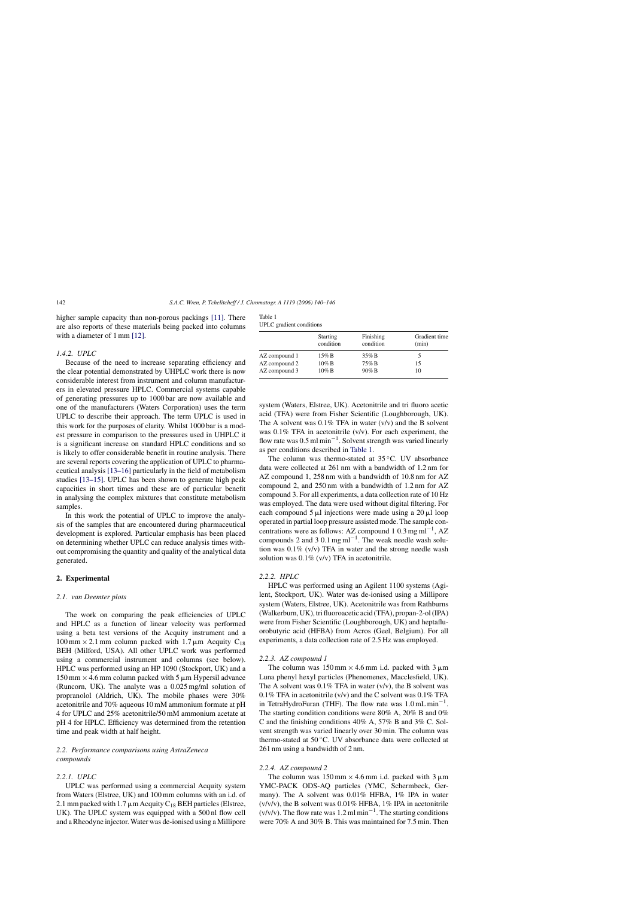higher sample capacity than non-porous packings [11]. There are also reports of these materials being packed into columns with a diameter of 1 mm [12].

### 1.4.2. UPLC

Because of the need to increase separating efficiency and the clear potential demonstrated by UHPLC work there is now considerable interest from instrument and column manufacturers in elevated pressure HPLC. Commercial systems capable of generating pressures up to 1000 bar are now available and one of the manufacturers (Waters Corporation) uses the term UPLC to describe their approach. The term UPLC is used in this work for the purposes of clarity. Whilst 1000 bar is a modest pressure in comparison to the pressures used in UHPLC it is a significant increase on standard HPLC conditions and so is likely to offer considerable benefit in routine analysis. There are several reports covering the application of UPLC to pharmaceutical analysis [13–16] particularly in the field of metabolism studies [13–15]. UPLC has been shown to generate high peak capacities in short times and these are of particular benefit in analysing the complex mixtures that constitute metabolism samples.

In this work the potential of UPLC to improve the analysis of the samples that are encountered during pharmaceutical development is explored. Particular emphasis has been placed on determining whether UPLC can reduce analysis times without compromising the quantity and quality of the analytical data generated.

## 2. Experimental

### 2.1. van Deemter plots

The work on comparing the peak efficiencies of UPLC and HPLC as a function of linear velocity was performed using a beta test versions of the Acquity instrument and a 100 mm × 2.1 mm column packed with 1.7 μm Acquity $C_{18}$ BEH (Milford, USA). All other UPLC work was performed using a commercial instrument and columns (see below). HPLC was performed using an HP 1090 (Stockport, UK) and a 150 mm × 4.6 mm column packed with 5 μm Hypersil advance (Runcorn, UK). The analyte was a 0.025 mg/ml solution of propranolol (Aldrich, UK). The mobile phases were 30% acetonitrile and 70% aqueous 10 mM ammonium formate at pH 4 for UPLC and 25% acetonitrile/50 mM ammonium acetate at pH 4 for HPLC. Efficiency was determined from the retention time and peak width at half height.

### 2.2. Performance comparisons using AstraZeneca compounds

#### 2.2.1. UPLC

UPLC was performed using a commercial Acquity system from Waters (Elstree, UK) and 100 mm columns with an i.d. of 2.1 mm packed with 1.7 μm Acquity $C_{18}$ BEH particles (Elstree, UK). The UPLC system was equipped with a 500 nl flow cell and a Rheodyne injector. Water was de-ionised using a Millipore system (Waters, Elstree, UK). Acetonitrile and tri fluoro acetic acid (TFA) were from Fisher Scientific (Loughborough, UK). The A solvent was 0.1% TFA in water (v/v) and the B solvent was 0.1% TFA in acetonitrile (v/v). For each experiment, the flow rate was 0.5 ml $\text{min}^{-1}$. Solvent strength was varied linearly as per conditions described in Table 1.

Table 1
UPLC gradient conditions

| | Starting condition | Finishing condition | Gradient time (min) |
|---|---|---|---|
| AZ compound 1 | 15% B | 35% B | 5 |
| AZ compound 2 | 10% B | 75% B | 15 |
| AZ compound 3 | 10% B | 90% B | 10 |

The column was thermo-stated at 35 °C. UV absorbance data were collected at 261 nm with a bandwidth of 1.2 nm for AZ compound 1, 258 nm with a bandwidth of 10.8 nm for AZ compound 2, and 250 nm with a bandwidth of 1.2 nm for AZ compound 3. For all experiments, a data collection rate of 10 Hz was employed. The data were used without digital filtering. For each compound 5 μl injections were made using a 20 μl loop operated in partial loop pressure assisted mode. The sample concentrations were as follows: AZ compound 1 0.3 mg $\text{ml}^{-1}$, AZ compounds 2 and 3 0.1 mg $\text{ml}^{-1}$. The weak needle wash solution was 0.1% (v/v) TFA in water and the strong needle wash solution was 0.1% (v/v) TFA in acetonitrile.

#### 2.2.2. HPLC

HPLC was performed using an Agilent 1100 systems (Agilent, Stockport, UK). Water was de-ionised using a Millipore system (Waters, Elstree, UK). Acetonitrile was from Rathburns (Walkerburn, UK), tri fluoroacetic acid (TFA), propan-2-ol (IPA) were from Fisher Scientific (Loughborough, UK) and heptafluorobutyric acid (HFBA) from Acros (Geel, Belgium). For all experiments, a data collection rate of 2.5 Hz was employed.

#### 2.2.3. AZ compound 1

The column was 150 mm × 4.6 mm i.d. packed with 3 μm Luna phenyl hexyl particles (Phenomenex, Macclesfield, UK). The A solvent was 0.1% TFA in water (v/v), the B solvent was 0.1% TFA in acetonitrile (v/v) and the C solvent was 0.1% TFA in TetraHydroFuran (THF). The flow rate was 1.0 mL $\text{min}^{-1}$. The starting condition conditions were 80% A, 20% B and 0% C and the finishing conditions 40% A, 57% B and 3% C. Solvent strength was varied linearly over 30 min. The column was thermo-stated at 50 °C. UV absorbance data were collected at 261 nm using a bandwidth of 2 nm.

#### 2.2.4. AZ compound 2

The column was 150 mm × 4.6 mm i.d. packed with 3 μm YMC-PACK ODS-AQ particles (YMC, Schermbeck, Germany). The A solvent was 0.01% HFBA, 1% IPA in water (v/v/v), the B solvent was 0.01% HFBA, 1% IPA in acetonitrile (v/v/v). The flow rate was 1.2 ml $\text{min}^{-1}$. The starting conditions were 70% A and 30% B. This was maintained for 7.5 min. Then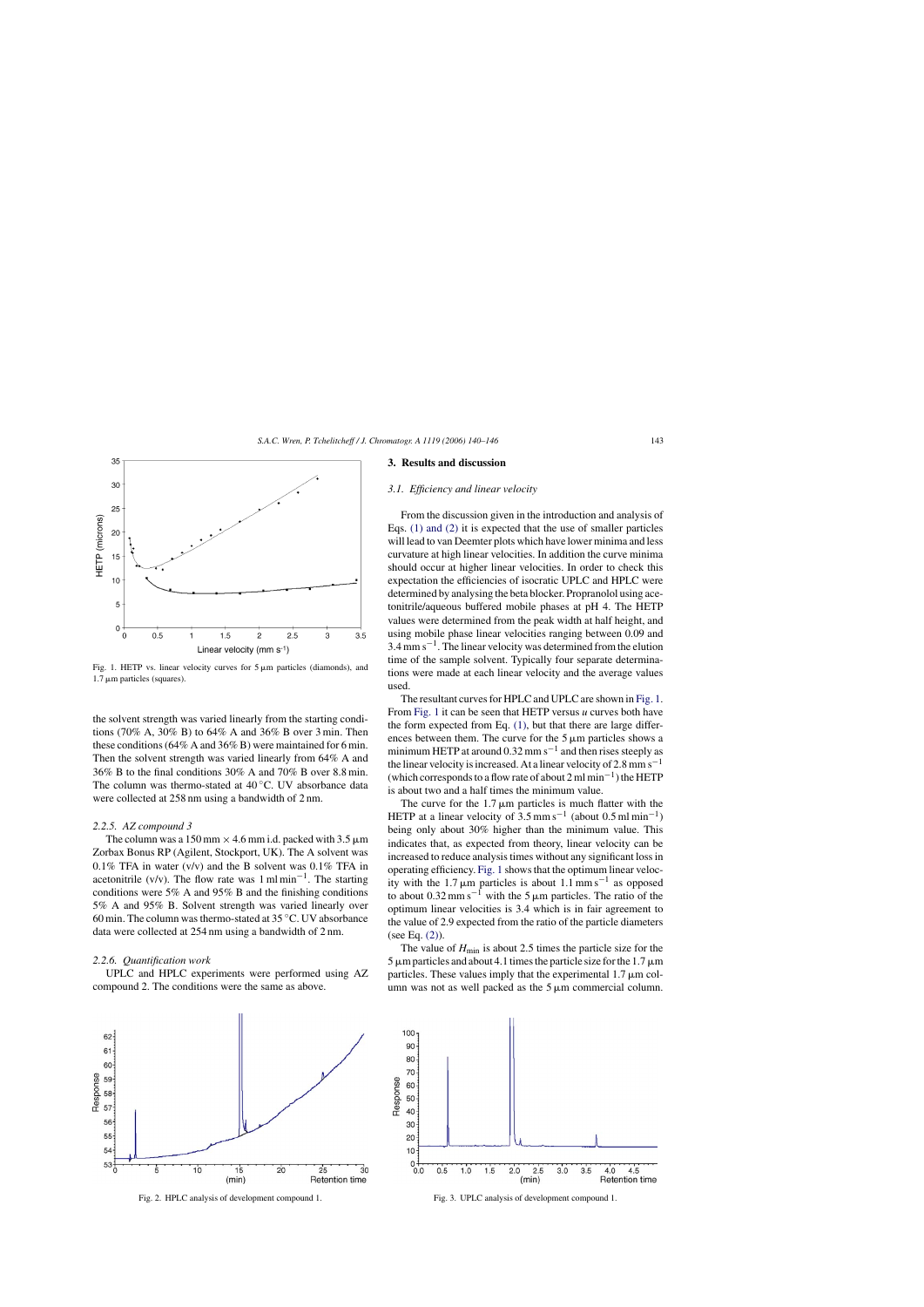Fig. 1. HETP vs. linear velocity curves for 5 μm particles (diamonds), and 1.7 μm particles (squares).

the solvent strength was varied linearly from the starting conditions (70% A, 30% B) to 64% A and 36% B over 3 min. Then these conditions (64% A and 36% B) were maintained for 6 min. Then the solvent strength was varied linearly from 64% A and 36% B to the final conditions 30% A and 70% B over 8.8 min. The column was thermo-stated at 40 °C. UV absorbance data were collected at 258 nm using a bandwidth of 2 nm.

#### 2.2.5. AZ compound 3

The column was a 150 mm × 4.6 mm i.d. packed with 3.5 μm Zorbax Bonus RP (Agilent, Stockport, UK). The A solvent was 0.1% TFA in water (v/v) and the B solvent was 0.1% TFA in acetonitrile (v/v). The flow rate was 1 ml min$^{-1}$. The starting conditions were 5% A and 95% B and the finishing conditions 5% A and 95% B. Solvent strength was varied linearly over 60 min. The column was thermo-stated at 35 °C. UV absorbance data were collected at 254 nm using a bandwidth of 2 nm.

#### 2.2.6. Quantification work

UPLC and HPLC experiments were performed using AZ compound 2. The conditions were the same as above.

## 3. Results and discussion

### 3.1. Efficiency and linear velocity

From the discussion given in the introduction and analysis of Eqs. (1) and (2) it is expected that the use of smaller particles will lead to van Deemter plots which have lower minima and less curvature at high linear velocities. In addition the curve minima should occur at higher linear velocities. In order to check this expectation the efficiencies of isocratic UPLC and HPLC were determined by analysing the beta blocker. Propranolol using acetonitrile/aqueous buffered mobile phases at pH 4. The HETP values were determined from the peak width at half height, and using mobile phase linear velocities ranging between 0.09 and 3.4 mm s$^{-1}$. The linear velocity was determined from the elution time of the sample solvent. Typically four separate determinations were made at each linear velocity and the average values used.

The resultant curves for HPLC and UPLC are shown in Fig. 1. From Fig. 1 it can be seen that HETP versus $u$ curves both have the form expected from Eq. (1), but that there are large differences between them. The curve for the 5 μm particles shows a minimum HETP at around 0.32 mm s$^{-1}$ and then rises steeply as the linear velocity is increased. At a linear velocity of 2.8 mm s$^{-1}$ (which corresponds to a flow rate of about 2 ml min$^{-1}$) the HETP is about two and a half times the minimum value.

The curve for the 1.7 μm particles is much flatter with the HETP at a linear velocity of 3.5 mm s$^{-1}$ (about 0.5 ml min$^{-1}$) being only about 30% higher than the minimum value. This indicates that, as expected from theory, linear velocity can be increased to reduce analysis times without any significant loss in operating efficiency. Fig. 1 shows that the optimum linear velocity with the 1.7 μm particles is about 1.1 mm s$^{-1}$ as opposed to about 0.32 mm s$^{-1}$ with the 5 μm particles. The ratio of the optimum linear velocities is 3.4 which is in fair agreement to the value of 2.9 expected from the ratio of the particle diameters (see Eq. (2)).

The value of $H_{\min}$ is about 2.5 times the particle size for the 5 μm particles and about 4.1 times the particle size for the 1.7 μm particles. These values imply that the experimental 1.7 μm column was not as well packed as the 5 μm commercial column.

Fig. 2. HPLC analysis of development compound 1.

Fig. 3. UPLC analysis of development compound 1.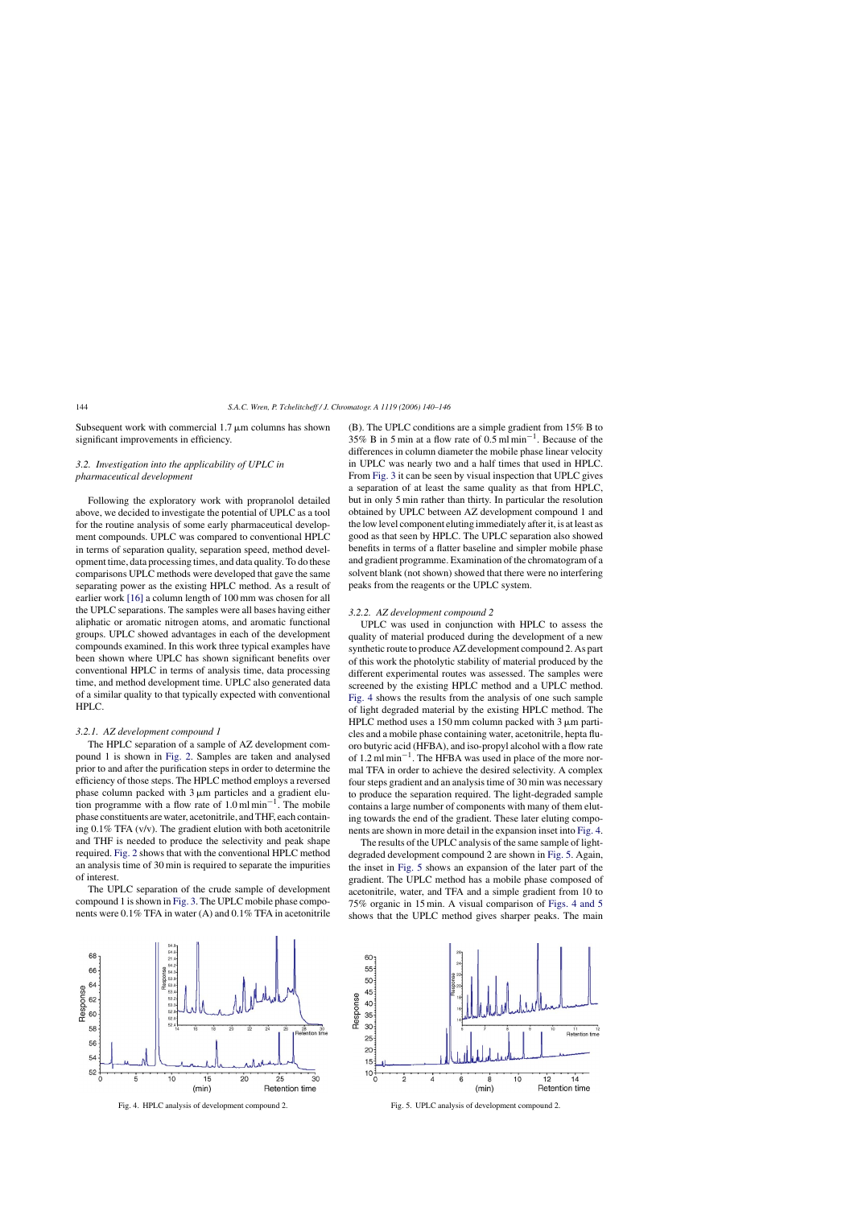Subsequent work with commercial 1.7 μm columns has shown significant improvements in efficiency.

### 3.2. Investigation into the applicability of UPLC in pharmaceutical development

Following the exploratory work with propranolol detailed above, we decided to investigate the potential of UPLC as a tool for the routine analysis of some early pharmaceutical development compounds. UPLC was compared to conventional HPLC in terms of separation quality, separation speed, method development time, data processing times, and data quality. To do these comparisons UPLC methods were developed that gave the same separating power as the existing HPLC method. As a result of earlier work [16] a column length of 100 mm was chosen for all the UPLC separations. The samples were all bases having either aliphatic or aromatic nitrogen atoms, and aromatic functional groups. UPLC showed advantages in each of the development compounds examined. In this work three typical examples have been shown where UPLC has shown significant benefits over conventional HPLC in terms of analysis time, data processing time, and method development time. UPLC also generated data of a similar quality to that typically expected with conventional HPLC.

#### 3.2.1. AZ development compound 1

The HPLC separation of a sample of AZ development compound 1 is shown in Fig. 2. Samples are taken and analysed prior to and after the purification steps in order to determine the efficiency of those steps. The HPLC method employs a reversed phase column packed with 3 μm particles and a gradient elution programme with a flow rate of 1.0 ml $min^{-1}$. The mobile phase constituents are water, acetonitrile, and THF, each containing 0.1% TFA (v/v). The gradient elution with both acetonitrile and THF is needed to produce the selectivity and peak shape required. Fig. 2 shows that with the conventional HPLC method an analysis time of 30 min is required to separate the impurities of interest.

The UPLC separation of the crude sample of development compound 1 is shown in Fig. 3. The UPLC mobile phase components were 0.1% TFA in water (A) and 0.1% TFA in acetonitrile (B). The UPLC conditions are a simple gradient from 15% B to 35% B in 5 min at a flow rate of 0.5 ml $min^{-1}$. Because of the differences in column diameter the mobile phase linear velocity in UPLC was nearly two and a half times that used in HPLC. From Fig. 3 it can be seen by visual inspection that UPLC gives a separation of at least the same quality as that from HPLC, but in only 5 min rather than thirty. In particular the resolution obtained by UPLC between AZ development compound 1 and the low level component eluting immediately after it, is at least as good as that seen by HPLC. The UPLC separation also showed benefits in terms of a flatter baseline and simpler mobile phase and gradient programme. Examination of the chromatogram of a solvent blank (not shown) showed that there were no interfering peaks from the reagents or the UPLC system.

#### 3.2.2. AZ development compound 2

UPLC was used in conjunction with HPLC to assess the quality of material produced during the development of a new synthetic route to produce AZ development compound 2. As part of this work the photolytic stability of material produced by the different experimental routes was assessed. The samples were screened by the existing HPLC method and a UPLC method. Fig. 4 shows the results from the analysis of one such sample of light degraded material by the existing HPLC method. The HPLC method uses a 150 mm column packed with 3 μm particles and a mobile phase containing water, acetonitrile, hepta fluoro butyric acid (HFBA), and iso-propyl alcohol with a flow rate of 1.2 ml $min^{-1}$. The HFBA was used in place of the more normal TFA in order to achieve the desired selectivity. A complex four steps gradient and an analysis time of 30 min was necessary to produce the separation required. The light-degraded sample contains a large number of components with many of them eluting towards the end of the gradient. These later eluting components are shown in more detail in the expansion inset into Fig. 4.

The results of the UPLC analysis of the same sample of light-degraded development compound 2 are shown in Fig. 5. Again, the inset in Fig. 5 shows an expansion of the later part of the gradient. The UPLC method has a mobile phase composed of acetonitrile, water, and TFA and a simple gradient from 10 to 75% organic in 15 min. A visual comparison of Figs. 4 and 5 shows that the UPLC method gives sharper peaks. The main

Fig. 4. HPLC analysis of development compound 2.

Fig. 5. UPLC analysis of development compound 2.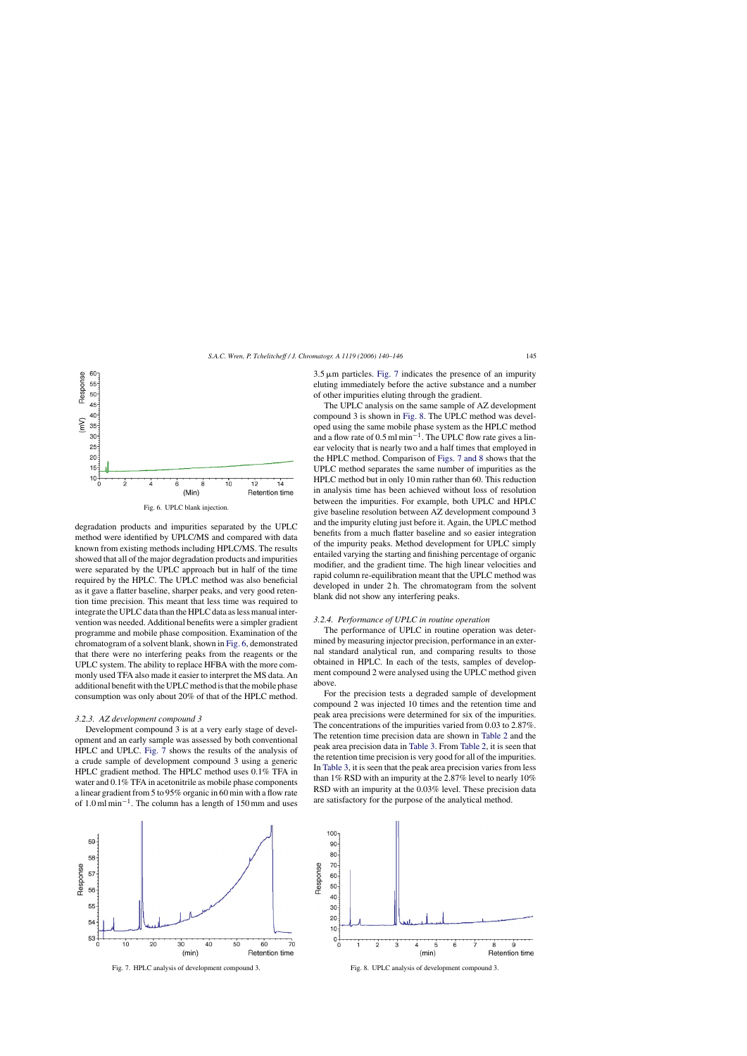Fig. 6. UPLC blank injection.

degradation products and impurities separated by the UPLC method were identified by UPLC/MS and compared with data known from existing methods including HPLC/MS. The results showed that all of the major degradation products and impurities were separated by the UPLC approach but in half of the time required by the HPLC. The UPLC method was also beneficial as it gave a flatter baseline, sharper peaks, and very good retention time precision. This meant that less time was required to integrate the UPLC data than the HPLC data as less manual intervention was needed. Additional benefits were a simpler gradient programme and mobile phase composition. Examination of the chromatogram of a solvent blank, shown in Fig. 6, demonstrated that there were no interfering peaks from the reagents or the UPLC system. The ability to replace HFBA with the more commonly used TFA also made it easier to interpret the MS data. An additional benefit with the UPLC method is that the mobile phase consumption was only about 20% of that of the HPLC method.

### 3.2.3. AZ development compound 3

Development compound 3 is at a very early stage of development and an early sample was assessed by both conventional HPLC and UPLC. Fig. 7 shows the results of the analysis of a crude sample of development compound 3 using a generic HPLC gradient method. The HPLC method uses 0.1% TFA in water and 0.1% TFA in acetonitrile as mobile phase components a linear gradient from 5 to 95% organic in 60 min with a flow rate of 1.0 ml $\text{min}^{-1}$. The column has a length of 150 mm and uses 3.5 μm particles. Fig. 7 indicates the presence of an impurity eluting immediately before the active substance and a number of other impurities eluting through the gradient.

The UPLC analysis on the same sample of AZ development compound 3 is shown in Fig. 8. The UPLC method was developed using the same mobile phase system as the HPLC method and a flow rate of 0.5 ml $\text{min}^{-1}$. The UPLC flow rate gives a linear velocity that is nearly two and a half times that employed in the HPLC method. Comparison of Figs. 7 and 8 shows that the UPLC method separates the same number of impurities as the HPLC method but in only 10 min rather than 60. This reduction in analysis time has been achieved without loss of resolution between the impurities. For example, both UPLC and HPLC give baseline resolution between AZ development compound 3 and the impurity eluting just before it. Again, the UPLC method benefits from a much flatter baseline and so easier integration of the impurity peaks. Method development for UPLC simply entailed varying the starting and finishing percentage of organic modifier, and the gradient time. The high linear velocities and rapid column re-equilibration meant that the UPLC method was developed in under 2 h. The chromatogram from the solvent blank did not show any interfering peaks.

### 3.2.4. Performance of UPLC in routine operation

The performance of UPLC in routine operation was determined by measuring injector precision, performance in an external standard analytical run, and comparing results to those obtained in HPLC. In each of the tests, samples of development compound 2 were analysed using the UPLC method given above.

For the precision tests a degraded sample of development compound 2 was injected 10 times and the retention time and peak area precisions were determined for six of the impurities. The concentrations of the impurities varied from 0.03 to 2.87%. The retention time precision data are shown in Table 2 and the peak area precision data in Table 3. From Table 2, it is seen that the retention time precision is very good for all of the impurities. In Table 3, it is seen that the peak area precision varies from less than 1% RSD with an impurity at the 2.87% level to nearly 10% RSD with an impurity at the 0.03% level. These precision data are satisfactory for the purpose of the analytical method.

Fig. 7. HPLC analysis of development compound 3.

Fig. 8. UPLC analysis of development compound 3.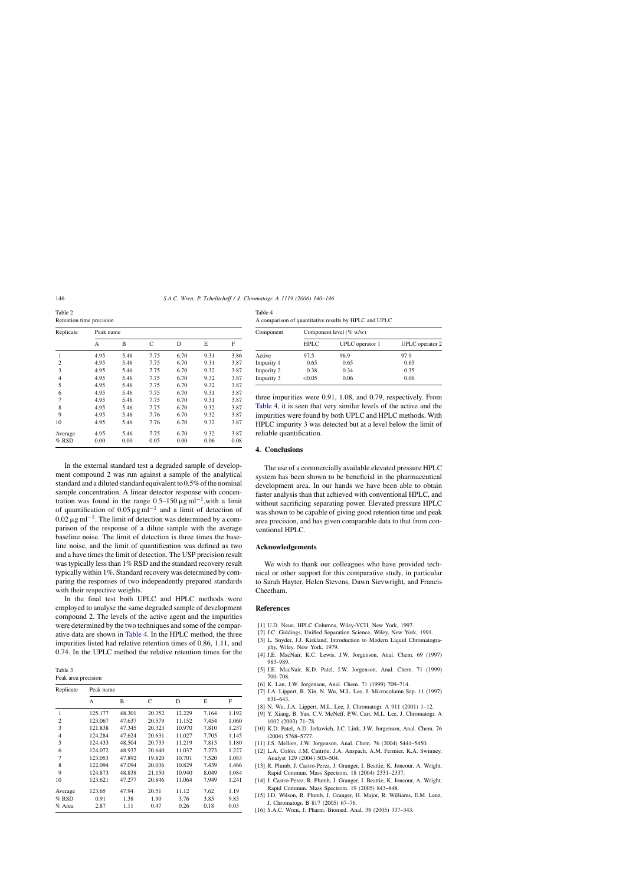Table 2
Retention time precision

| Replicate | Peak name | | | | | |
|---|---|---|---|---|---|---|
| | A | B | C | D | E | F |
| 1 | 4.95 | 5.46 | 7.75 | 6.70 | 9.31 | 3.86 |
| 2 | 4.95 | 5.46 | 7.75 | 6.70 | 9.31 | 3.87 |
| 3 | 4.95 | 5.46 | 7.75 | 6.70 | 9.32 | 3.87 |
| 4 | 4.95 | 5.46 | 7.75 | 6.70 | 9.32 | 3.87 |
| 5 | 4.95 | 5.46 | 7.75 | 6.70 | 9.32 | 3.87 |
| 6 | 4.95 | 5.46 | 7.75 | 6.70 | 9.31 | 3.87 |
| 7 | 4.95 | 5.46 | 7.75 | 6.70 | 9.31 | 3.87 |
| 8 | 4.95 | 5.46 | 7.75 | 6.70 | 9.32 | 3.87 |
| 9 | 4.95 | 5.46 | 7.76 | 6.70 | 9.32 | 3.87 |
| 10 | 4.95 | 5.46 | 7.76 | 6.70 | 9.32 | 3.87 |
| Average | 4.95 | 5.46 | 7.75 | 6.70 | 9.32 | 3.87 |
| % RSD | 0.00 | 0.00 | 0.05 | 0.00 | 0.06 | 0.08 |

In the external standard test a degraded sample of development compound 2 was run against a sample of the analytical standard and a diluted standard equivalent to 0.5% of the nominal sample concentration. A linear detector response with concentration was found in the range 0.5–150 μg ml$^{-1}$, with a limit of quantification of 0.05 μg ml$^{-1}$ and a limit of detection of 0.02 μg ml$^{-1}$. The limit of detection was determined by a comparison of the response of a dilute sample with the average baseline noise. The limit of detection is three times the baseline noise, and the limit of quantification was defined as two and a have times the limit of detection. The USP precision result was typically less than 1% RSD and the standard recovery result typically within 1%. Standard recovery was determined by comparing the responses of two independently prepared standards with their respective weights.

In the final test both UPLC and HPLC methods were employed to analyse the same degraded sample of development compound 2. The levels of the active agent and the impurities were determined by the two techniques and some of the comparative data are shown in Table 4. In the HPLC method, the three impurities listed had relative retention times of 0.86, 1.11, and 0.74. In the UPLC method the relative retention times for the three impurities were 0.91, 1.08, and 0.79, respectively. From Table 4, it is seen that very similar levels of the active and the impurities were found by both UPLC and HPLC methods. With HPLC impurity 3 was detected but at a level below the limit of reliable quantification.

Table 3
Peak area precision

| Replicate | Peak name | | | | | |
|---|---|---|---|---|---|---|
| | A | B | C | D | E | F |
| 1 | 125.177 | 48.301 | 20.352 | 12.229 | 7.164 | 1.192 |
| 2 | 123.067 | 47.637 | 20.579 | 11.152 | 7.454 | 1.060 |
| 3 | 121.838 | 47.345 | 20.323 | 10.970 | 7.810 | 1.237 |
| 4 | 124.284 | 47.624 | 20.631 | 11.027 | 7.705 | 1.145 |
| 5 | 124.433 | 48.504 | 20.733 | 11.219 | 7.815 | 1.180 |
| 6 | 124.072 | 48.937 | 20.640 | 11.037 | 7.273 | 1.227 |
| 7 | 123.053 | 47.892 | 19.820 | 10.701 | 7.520 | 1.083 |
| 8 | 122.094 | 47.094 | 20.036 | 10.829 | 7.439 | 1.466 |
| 9 | 124.873 | 48.838 | 21.150 | 10.940 | 8.049 | 1.084 |
| 10 | 123.621 | 47.277 | 20.846 | 11.064 | 7.949 | 1.241 |
| Average | 123.65 | 47.94 | 20.51 | 11.12 | 7.62 | 1.19 |
| % RSD | 0.91 | 1.38 | 1.90 | 3.76 | 3.85 | 9.85 |
| % Area | 2.87 | 1.11 | 0.47 | 0.26 | 0.18 | 0.03 |

Table 4
A comparison of quantitative results by HPLC and UPLC

| Component | Component level (% w/w) | | |
|---|---|---|---|
| | HPLC | UPLC operator 1 | UPLC operator 2 |
| Active | 97.5 | 96.9 | 97.9 |
| Impurity 1 | 0.65 | 0.65 | 0.65 |
| Impurity 2 | 0.38 | 0.34 | 0.35 |
| Impurity 3 | <0.05 | 0.06 | 0.06 |

## 4. Conclusions

The use of a commercially available elevated pressure HPLC system has been shown to be beneficial in the pharmaceutical development area. In our hands we have been able to obtain faster analysis than that achieved with conventional HPLC, and without sacrificing separating power. Elevated pressure HPLC was shown to be capable of giving good retention time and peak area precision, and has given comparable data to that from conventional HPLC.

## Acknowledgements

We wish to thank our colleagues who have provided technical or other support for this comparative study, in particular to Sarah Hayter, Helen Stevens, Dawn Sievwright, and Francis Cheetham.

## References

[1] U.D. Neue, HPLC Columns, Wiley-VCH, New York, 1997.
[2] J.C. Giddings, Unified Separation Science, Wiley, New York, 1991.
[3] L. Snyder, J.J. Kirkland, Introduction to Modern Liquid Chromatography, Wiley, New York, 1979.
[4] J.E. MacNair, K.C. Lewis, J.W. Jorgenson, Anal. Chem. 69 (1997) 983–989.
[5] J.E. MacNair, K.D. Patel, J.W. Jorgenson, Anal. Chem. 71 (1999) 700–708.
[6] K. Lan, J.W. Jorgenson, Anal. Chem. 71 (1999) 709–714.
[7] J.A. Lippert, B. Xin, N. Wu, M.L. Lee, J. Microcolumn Sep. 11 (1997) 631–643.
[8] N. Wu, J.A. Lippert, M.L. Lee, J. Chromatogr. A 911 (2001) 1–12.
[9] Y. Xiang, B. Yan, C.V. McNeff, P.W. Carr, M.L. Lee, J. Chromatogr. A 1002 (2003) 71–78.
[10] K.D. Patel, A.D. Jerkovich, J.C. Link, J.W. Jorgenson, Anal. Chem. 76 (2004) 5768–5777.
[11] J.S. Mellors, J.W. Jorgenson, Anal. Chem. 76 (2004) 5441–5450.
[12] L.A. Colón, J.M. Cintrón, J.A. Anspach, A.M. Fermier, K.A. Swinney, Analyst 129 (2004) 503–504.
[13] R. Plumb, J. Castro-Perez, J. Granger, I. Beattie, K. Joncour, A. Wright, Rapid Commun. Mass Spectrom. 18 (2004) 2331–2337.
[14] J. Castro-Perez, R. Plumb, J. Granger, I. Beattie, K. Joncour, A. Wright, Rapid Commun. Mass Spectrom. 19 (2005) 843–848.
[15] I.D. Wilson, R. Plumb, J. Granger, H. Major, R. Williams, E.M. Lenz, J. Chromatogr. B 817 (2005) 67–76.
[16] S.A.C. Wren, J. Pharm. Biomed. Anal. 38 (2005) 337–343.